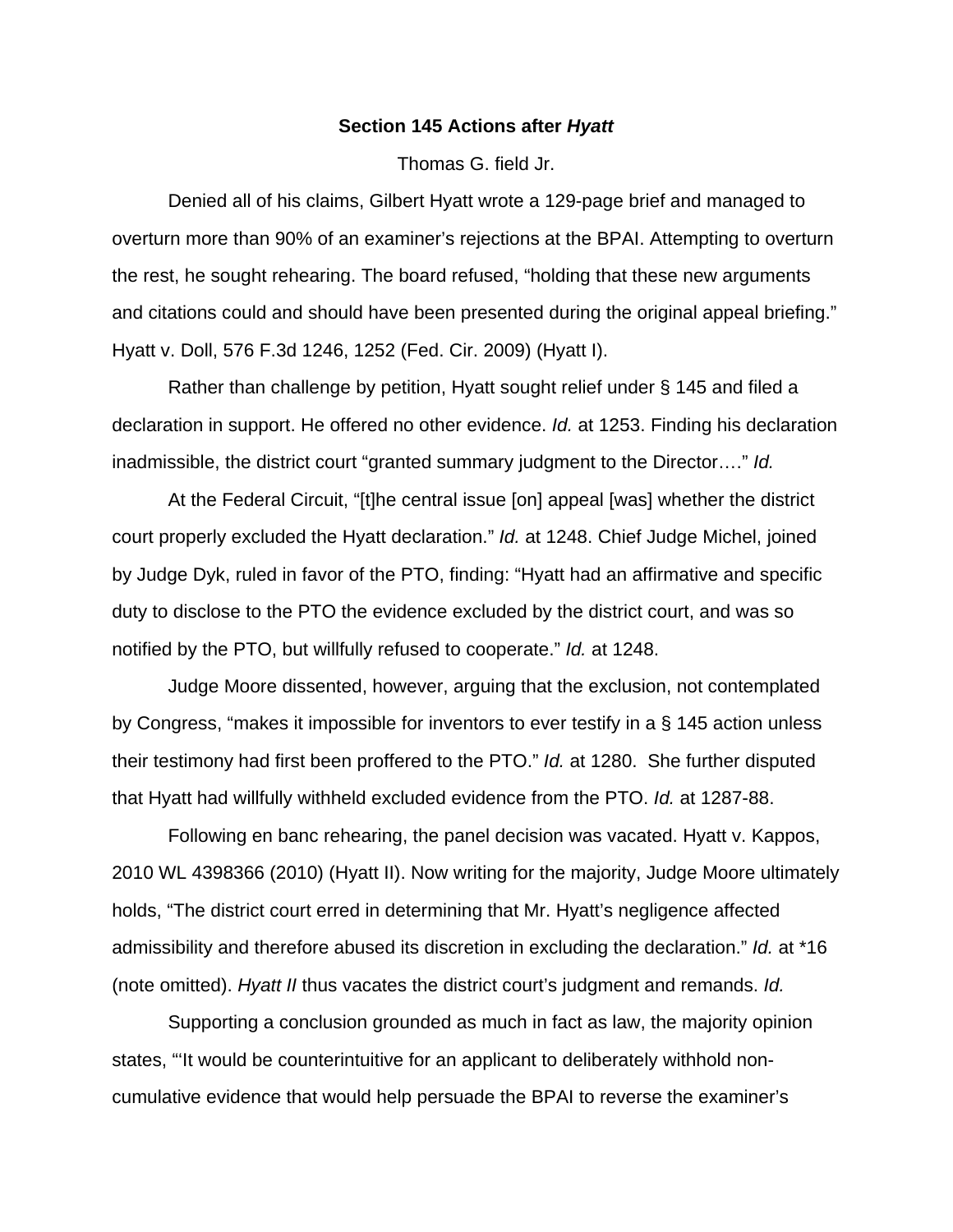**Section 145 Actions after *Hyatt***

Thomas G. field Jr.

Denied all of his claims, Gilbert Hyatt wrote a 129-page brief and managed to overturn more than 90% of an examiner's rejections at the BPAI. Attempting to overturn the rest, he sought rehearing. The board refused, "holding that these new arguments and citations could and should have been presented during the original appeal briefing." Hyatt v. Doll, 576 F.3d 1246, 1252 (Fed. Cir. 2009) (Hyatt I).

Rather than challenge by petition, Hyatt sought relief under § 145 and filed a declaration in support. He offered no other evidence. *Id.* at 1253. Finding his declaration inadmissible, the district court "granted summary judgment to the Director…." *Id.*

At the Federal Circuit, "[t]he central issue [on] appeal [was] whether the district court properly excluded the Hyatt declaration." *Id.* at 1248. Chief Judge Michel, joined by Judge Dyk, ruled in favor of the PTO, finding: "Hyatt had an affirmative and specific duty to disclose to the PTO the evidence excluded by the district court, and was so notified by the PTO, but willfully refused to cooperate." *Id.* at 1248.

Judge Moore dissented, however, arguing that the exclusion, not contemplated by Congress, "makes it impossible for inventors to ever testify in a § 145 action unless their testimony had first been proffered to the PTO." *Id.* at 1280. She further disputed that Hyatt had willfully withheld excluded evidence from the PTO. *Id.* at 1287-88.

Following en banc rehearing, the panel decision was vacated. Hyatt v. Kappos, 2010 WL 4398366 (2010) (Hyatt II). Now writing for the majority, Judge Moore ultimately holds, "The district court erred in determining that Mr. Hyatt's negligence affected admissibility and therefore abused its discretion in excluding the declaration." *Id.* at *16 (note omitted). *Hyatt II* thus vacates the district court's judgment and remands. *Id.*

Supporting a conclusion grounded as much in fact as law, the majority opinion states, "'It would be counterintuitive for an applicant to deliberately withhold non-cumulative evidence that would help persuade the BPAI to reverse the examiner's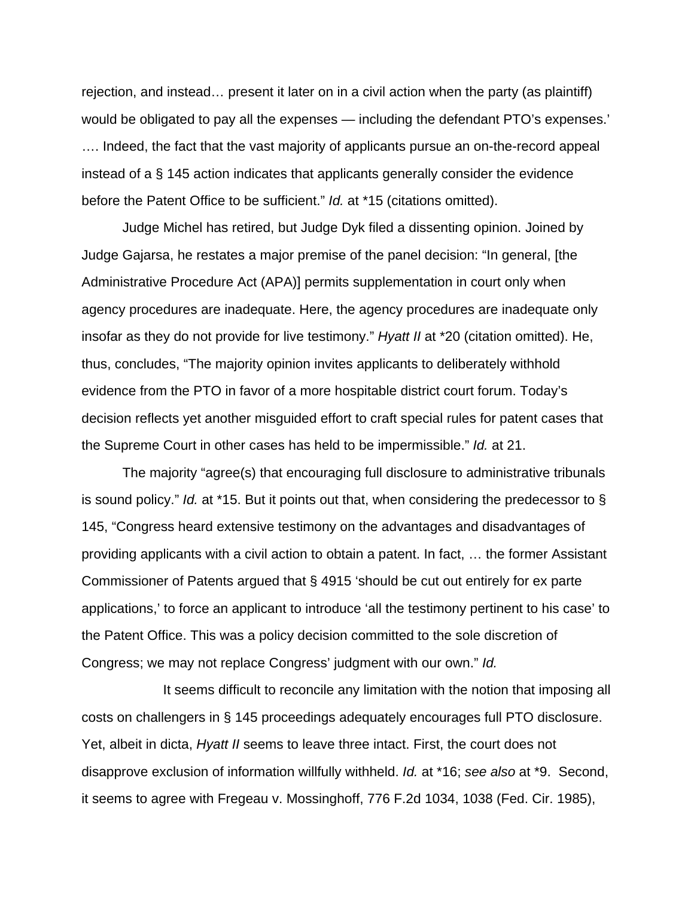rejection, and instead… present it later on in a civil action when the party (as plaintiff) would be obligated to pay all the expenses — including the defendant PTO's expenses.' …. Indeed, the fact that the vast majority of applicants pursue an on-the-record appeal instead of a § 145 action indicates that applicants generally consider the evidence before the Patent Office to be sufficient." *Id.* at *15 (citations omitted).

Judge Michel has retired, but Judge Dyk filed a dissenting opinion. Joined by Judge Gajarsa, he restates a major premise of the panel decision: "In general, [the Administrative Procedure Act (APA)] permits supplementation in court only when agency procedures are inadequate. Here, the agency procedures are inadequate only insofar as they do not provide for live testimony." *Hyatt II* at *20 (citation omitted). He, thus, concludes, "The majority opinion invites applicants to deliberately withhold evidence from the PTO in favor of a more hospitable district court forum. Today's decision reflects yet another misguided effort to craft special rules for patent cases that the Supreme Court in other cases has held to be impermissible." *Id.* at 21.

The majority "agree(s) that encouraging full disclosure to administrative tribunals is sound policy." *Id.* at *15. But it points out that, when considering the predecessor to § 145, "Congress heard extensive testimony on the advantages and disadvantages of providing applicants with a civil action to obtain a patent. In fact, … the former Assistant Commissioner of Patents argued that § 4915 'should be cut out entirely for ex parte applications,' to force an applicant to introduce 'all the testimony pertinent to his case' to the Patent Office. This was a policy decision committed to the sole discretion of Congress; we may not replace Congress' judgment with our own." *Id.*

It seems difficult to reconcile any limitation with the notion that imposing all costs on challengers in § 145 proceedings adequately encourages full PTO disclosure. Yet, albeit in dicta, *Hyatt II* seems to leave three intact. First, the court does not disapprove exclusion of information willfully withheld. *Id.* at *16; *see also* at *9. Second, it seems to agree with Fregeau v. Mossinghoff, 776 F.2d 1034, 1038 (Fed. Cir. 1985),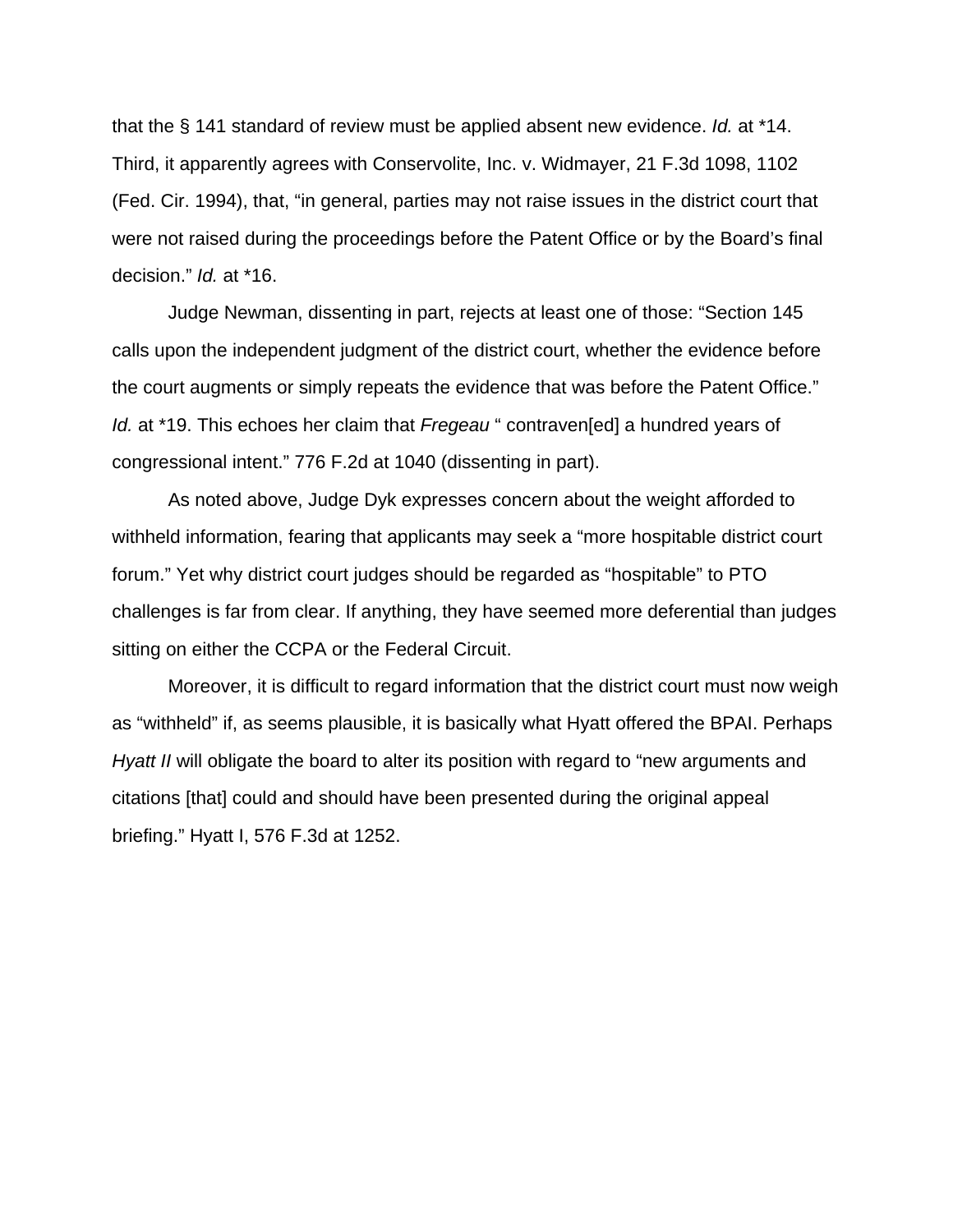that the § 141 standard of review must be applied absent new evidence. *Id.* at *14. Third, it apparently agrees with Conservolite, Inc. v. Widmayer, 21 F.3d 1098, 1102 (Fed. Cir. 1994), that, "in general, parties may not raise issues in the district court that were not raised during the proceedings before the Patent Office or by the Board's final decision." *Id.* at *16.

Judge Newman, dissenting in part, rejects at least one of those: "Section 145 calls upon the independent judgment of the district court, whether the evidence before the court augments or simply repeats the evidence that was before the Patent Office." *Id.* at *19. This echoes her claim that *Fregeau* " contraven[ed] a hundred years of congressional intent." 776 F.2d at 1040 (dissenting in part).

As noted above, Judge Dyk expresses concern about the weight afforded to withheld information, fearing that applicants may seek a "more hospitable district court forum." Yet why district court judges should be regarded as "hospitable" to PTO challenges is far from clear. If anything, they have seemed more deferential than judges sitting on either the CCPA or the Federal Circuit.

Moreover, it is difficult to regard information that the district court must now weigh as "withheld" if, as seems plausible, it is basically what Hyatt offered the BPAI. Perhaps *Hyatt II* will obligate the board to alter its position with regard to "new arguments and citations [that] could and should have been presented during the original appeal briefing." Hyatt I, 576 F.3d at 1252.